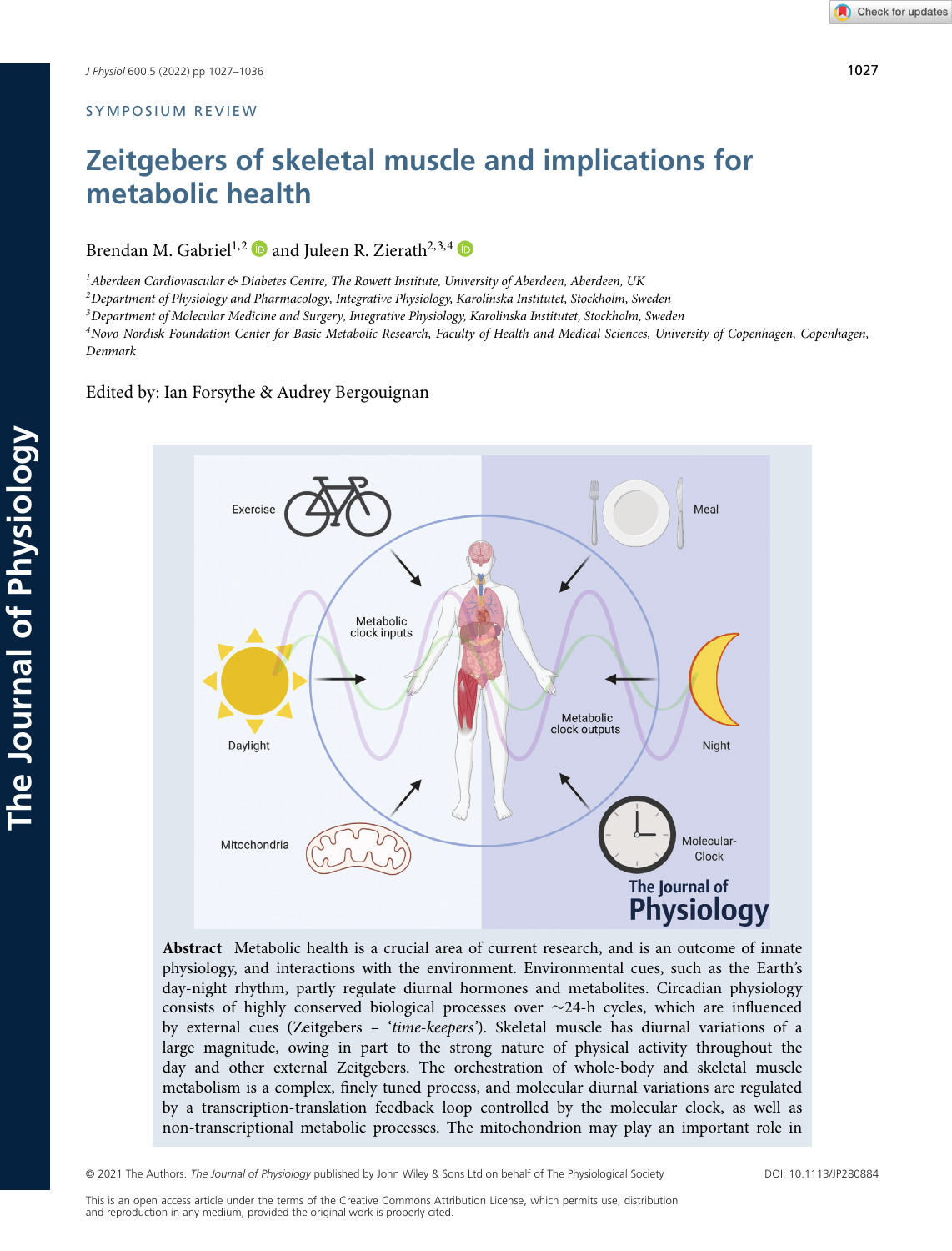SYMPOSIUM REVIEW

# Zeitgebers of skeletal muscle and implications for metabolic health

Brendan M. Gabriel[1,2] and Juleen R. Zierath[2,3,4]

[1]*Aberdeen Cardiovascular & Diabetes Centre, The Rowett Institute, University of Aberdeen, Aberdeen, UK*
[2]*Department of Physiology and Pharmacology, Integrative Physiology, Karolinska Institutet, Stockholm, Sweden*
[3]*Department of Molecular Medicine and Surgery, Integrative Physiology, Karolinska Institutet, Stockholm, Sweden*
[4]*Novo Nordisk Foundation Center for Basic Metabolic Research, Faculty of Health and Medical Sciences, University of Copenhagen, Copenhagen, Denmark*

Edited by: Ian Forsythe & Audrey Bergouignan

**Abstract** Metabolic health is a crucial area of current research, and is an outcome of innate physiology, and interactions with the environment. Environmental cues, such as the Earth's day-night rhythm, partly regulate diurnal hormones and metabolites. Circadian physiology consists of highly conserved biological processes over ∼24-h cycles, which are influenced by external cues (Zeitgebers – '*time-keepers*'). Skeletal muscle has diurnal variations of a large magnitude, owing in part to the strong nature of physical activity throughout the day and other external Zeitgebers. The orchestration of whole-body and skeletal muscle metabolism is a complex, finely tuned process, and molecular diurnal variations are regulated by a transcription-translation feedback loop controlled by the molecular clock, as well as non-transcriptional metabolic processes. The mitochondrion may play an important role in

© 2021 The Authors. *The Journal of Physiology* published by John Wiley & Sons Ltd on behalf of The Physiological Society

DOI: 10.1113/JP280884

This is an open access article under the terms of the Creative Commons Attribution License, which permits use, distribution and reproduction in any medium, provided the original work is properly cited.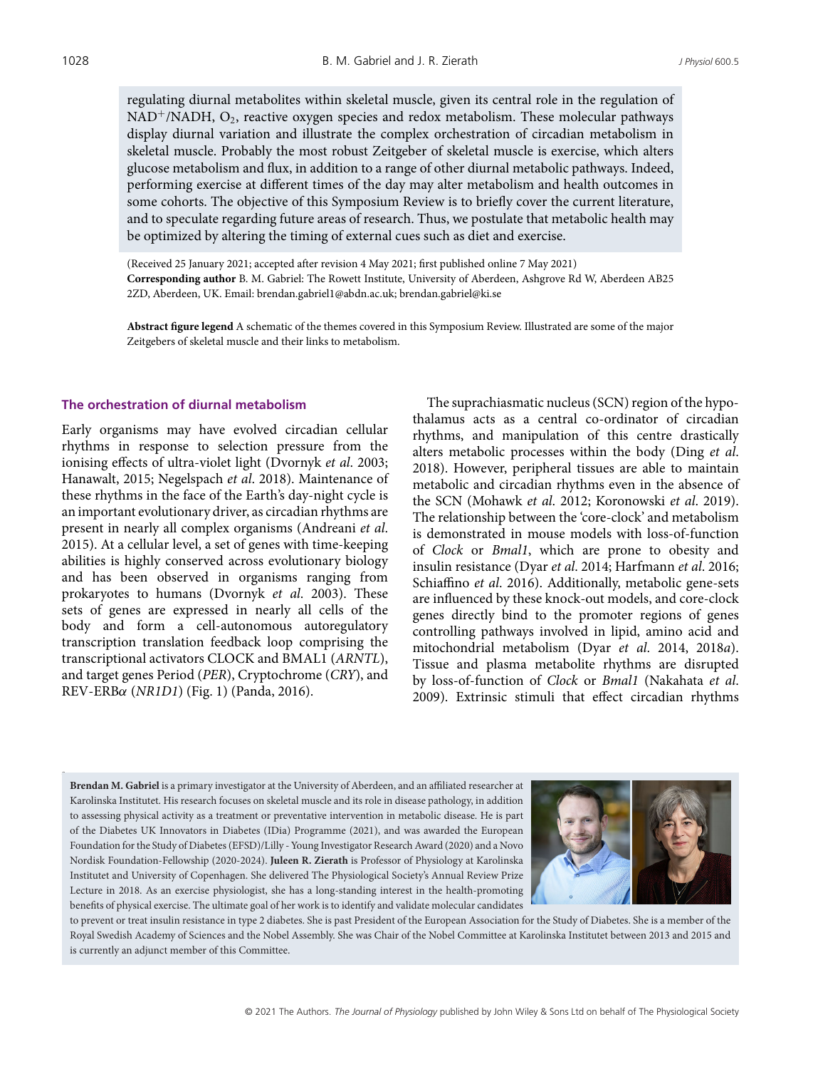regulating diurnal metabolites within skeletal muscle, given its central role in the regulation of $NAD^+$/NADH, $O_2$, reactive oxygen species and redox metabolism. These molecular pathways display diurnal variation and illustrate the complex orchestration of circadian metabolism in skeletal muscle. Probably the most robust Zeitgeber of skeletal muscle is exercise, which alters glucose metabolism and flux, in addition to a range of other diurnal metabolic pathways. Indeed, performing exercise at different times of the day may alter metabolism and health outcomes in some cohorts. The objective of this Symposium Review is to briefly cover the current literature, and to speculate regarding future areas of research. Thus, we postulate that metabolic health may be optimized by altering the timing of external cues such as diet and exercise.

(Received 25 January 2021; accepted after revision 4 May 2021; first published online 7 May 2021)
**Corresponding author** B. M. Gabriel: The Rowett Institute, University of Aberdeen, Ashgrove Rd W, Aberdeen AB25 2ZD, Aberdeen, UK. Email: brendan.gabriel1@abdn.ac.uk; brendan.gabriel@ki.se

**Abstract figure legend** A schematic of the themes covered in this Symposium Review. Illustrated are some of the major Zeitgebers of skeletal muscle and their links to metabolism.

## The orchestration of diurnal metabolism

Early organisms may have evolved circadian cellular rhythms in response to selection pressure from the ionising effects of ultra-violet light (Dvornyk *et al.* 2003; Hanawalt, 2015; Negelspach *et al.* 2018). Maintenance of these rhythms in the face of the Earth's day-night cycle is an important evolutionary driver, as circadian rhythms are present in nearly all complex organisms (Andreani *et al.* 2015). At a cellular level, a set of genes with time-keeping abilities is highly conserved across evolutionary biology and has been observed in organisms ranging from prokaryotes to humans (Dvornyk *et al.* 2003). These sets of genes are expressed in nearly all cells of the body and form a cell-autonomous autoregulatory transcription translation feedback loop comprising the transcriptional activators CLOCK and BMAL1 (*ARNTL*), and target genes Period (*PER*), Cryptochrome (*CRY*), and REV-ERB$\alpha$ (*NR1D1*) (Fig. 1) (Panda, 2016).

The suprachiasmatic nucleus (SCN) region of the hypothalamus acts as a central co-ordinator of circadian rhythms, and manipulation of this centre drastically alters metabolic processes within the body (Ding *et al.* 2018). However, peripheral tissues are able to maintain metabolic and circadian rhythms even in the absence of the SCN (Mohawk *et al.* 2012; Koronowski *et al.* 2019). The relationship between the 'core-clock' and metabolism is demonstrated in mouse models with loss-of-function of *Clock* or *Bmal1*, which are prone to obesity and insulin resistance (Dyar *et al.* 2014; Harfmann *et al.* 2016; Schiaffino *et al.* 2016). Additionally, metabolic gene-sets are influenced by these knock-out models, and core-clock genes directly bind to the promoter regions of genes controlling pathways involved in lipid, amino acid and mitochondrial metabolism (Dyar *et al.* 2014, 2018*a*). Tissue and plasma metabolite rhythms are disrupted by loss-of-function of *Clock* or *Bmal1* (Nakahata *et al.* 2009). Extrinsic stimuli that effect circadian rhythms

**Brendan M. Gabriel** is a primary investigator at the University of Aberdeen, and an affiliated researcher at Karolinska Institutet. His research focuses on skeletal muscle and its role in disease pathology, in addition to assessing physical activity as a treatment or preventative intervention in metabolic disease. He is part of the Diabetes UK Innovators in Diabetes (IDia) Programme (2021), and was awarded the European Foundation for the Study of Diabetes (EFSD)/Lilly - Young Investigator Research Award (2020) and a Novo Nordisk Foundation-Fellowship (2020-2024). **Juleen R. Zierath** is Professor of Physiology at Karolinska Institutet and University of Copenhagen. She delivered The Physiological Society's Annual Review Prize Lecture in 2018. As an exercise physiologist, she has a long-standing interest in the health-promoting benefits of physical exercise. The ultimate goal of her work is to identify and validate molecular candidates to prevent or treat insulin resistance in type 2 diabetes. She is past President of the European Association for the Study of Diabetes. She is a member of the Royal Swedish Academy of Sciences and the Nobel Assembly. She was Chair of the Nobel Committee at Karolinska Institutet between 2013 and 2015 and is currently an adjunct member of this Committee.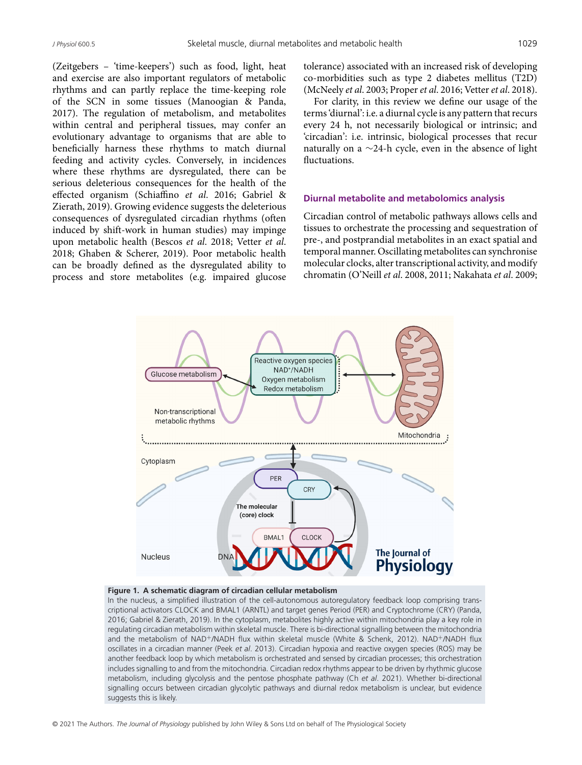(Zeitgebers – 'time-keepers') such as food, light, heat and exercise are also important regulators of metabolic rhythms and can partly replace the time-keeping role of the SCN in some tissues (Manoogian & Panda, 2017). The regulation of metabolism, and metabolites within central and peripheral tissues, may confer an evolutionary advantage to organisms that are able to beneficially harness these rhythms to match diurnal feeding and activity cycles. Conversely, in incidences where these rhythms are dysregulated, there can be serious deleterious consequences for the health of the effected organism (Schiaffino *et al.* 2016; Gabriel & Zierath, 2019). Growing evidence suggests the deleterious consequences of dysregulated circadian rhythms (often induced by shift-work in human studies) may impinge upon metabolic health (Bescos *et al.* 2018; Vetter *et al.* 2018; Ghaben & Scherer, 2019). Poor metabolic health can be broadly defined as the dysregulated ability to process and store metabolites (e.g. impaired glucose tolerance) associated with an increased risk of developing co-morbidities such as type 2 diabetes mellitus (T2D) (McNeely *et al.* 2003; Proper *et al.* 2016; Vetter *et al.* 2018).

For clarity, in this review we define our usage of the terms 'diurnal': i.e. a diurnal cycle is any pattern that recurs every 24 h, not necessarily biological or intrinsic; and 'circadian': i.e. intrinsic, biological processes that recur naturally on a ∼24-h cycle, even in the absence of light fluctuations.

## Diurnal metabolite and metabolomics analysis

Circadian control of metabolic pathways allows cells and tissues to orchestrate the processing and sequestration of pre-, and postprandial metabolites in an exact spatial and temporal manner. Oscillating metabolites can synchronise molecular clocks, alter transcriptional activity, and modify chromatin (O'Neill *et al.* 2008, 2011; Nakahata *et al.* 2009;

**Figure 1. A schematic diagram of circadian cellular metabolism**

In the nucleus, a simplified illustration of the cell-autonomous autoregulatory feedback loop comprising transcriptional activators CLOCK and BMAL1 (ARNTL) and target genes Period (PER) and Cryptochrome (CRY) (Panda, 2016; Gabriel & Zierath, 2019). In the cytoplasm, metabolites highly active within mitochondria play a key role in regulating circadian metabolism within skeletal muscle. There is bi-directional signalling between the mitochondria and the metabolism of $NAD^+$/NADH flux within skeletal muscle (White & Schenk, 2012). $NAD^+$/NADH flux oscillates in a circadian manner (Peek *et al.* 2013). Circadian hypoxia and reactive oxygen species (ROS) may be another feedback loop by which metabolism is orchestrated and sensed by circadian processes; this orchestration includes signalling to and from the mitochondria. Circadian redox rhythms appear to be driven by rhythmic glucose metabolism, including glycolysis and the pentose phosphate pathway (Ch *et al.* 2021). Whether bi-directional signalling occurs between circadian glycolytic pathways and diurnal redox metabolism is unclear, but evidence suggests this is likely.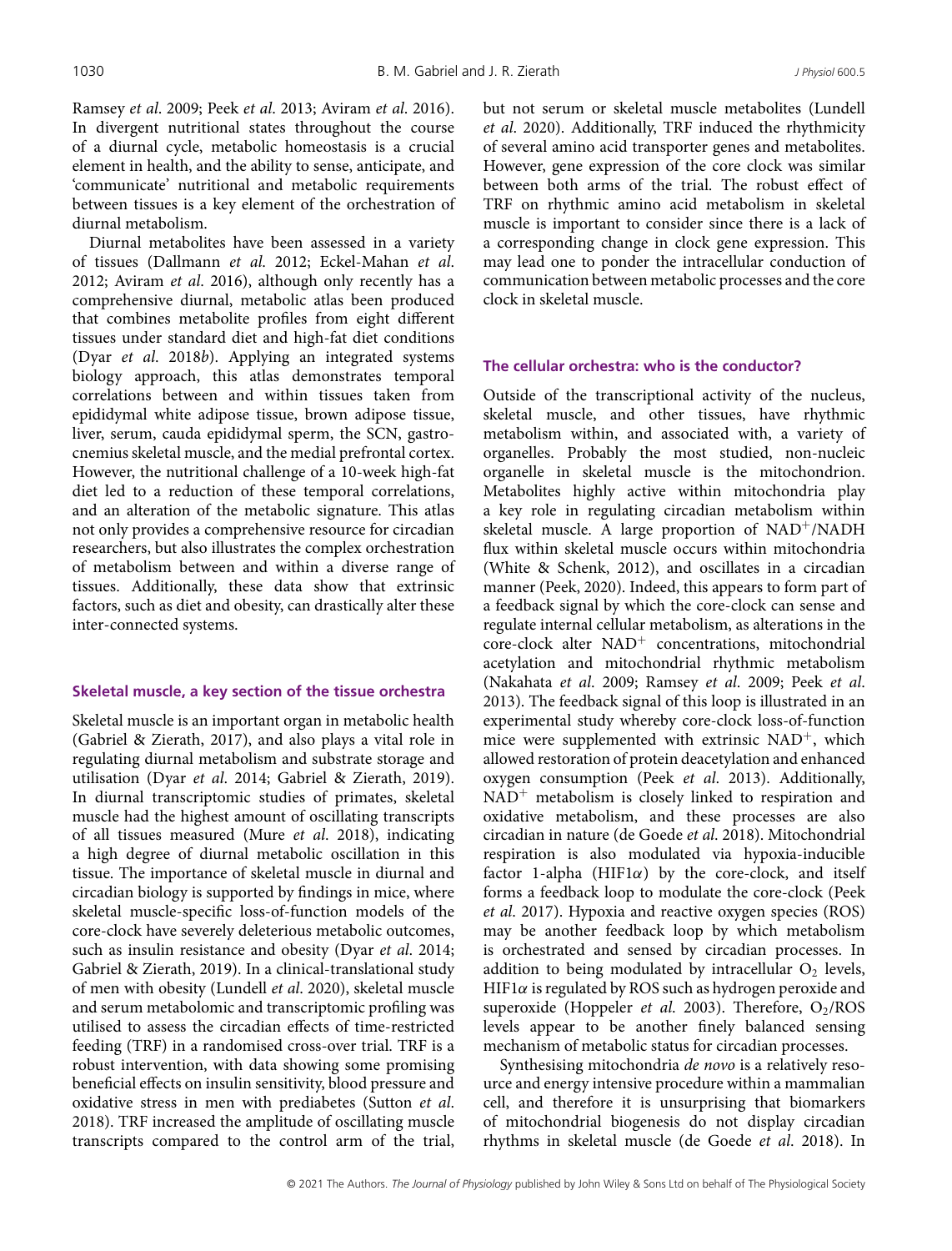Ramsey *et al*. 2009; Peek *et al*. 2013; Aviram *et al*. 2016). In divergent nutritional states throughout the course of a diurnal cycle, metabolic homeostasis is a crucial element in health, and the ability to sense, anticipate, and 'communicate' nutritional and metabolic requirements between tissues is a key element of the orchestration of diurnal metabolism.

Diurnal metabolites have been assessed in a variety of tissues (Dallmann *et al.* 2012; Eckel-Mahan *et al.* 2012; Aviram *et al*. 2016), although only recently has a comprehensive diurnal, metabolic atlas been produced that combines metabolite profiles from eight different tissues under standard diet and high-fat diet conditions (Dyar *et al.* 2018*b*). Applying an integrated systems biology approach, this atlas demonstrates temporal correlations between and within tissues taken from epididymal white adipose tissue, brown adipose tissue, liver, serum, cauda epididymal sperm, the SCN, gastrocnemius skeletal muscle, and the medial prefrontal cortex. However, the nutritional challenge of a 10-week high-fat diet led to a reduction of these temporal correlations, and an alteration of the metabolic signature. This atlas not only provides a comprehensive resource for circadian researchers, but also illustrates the complex orchestration of metabolism between and within a diverse range of tissues. Additionally, these data show that extrinsic factors, such as diet and obesity, can drastically alter these inter-connected systems.

## Skeletal muscle, a key section of the tissue orchestra

Skeletal muscle is an important organ in metabolic health (Gabriel & Zierath, 2017), and also plays a vital role in regulating diurnal metabolism and substrate storage and utilisation (Dyar *et al.* 2014; Gabriel & Zierath, 2019). In diurnal transcriptomic studies of primates, skeletal muscle had the highest amount of oscillating transcripts of all tissues measured (Mure *et al.* 2018), indicating a high degree of diurnal metabolic oscillation in this tissue. The importance of skeletal muscle in diurnal and circadian biology is supported by findings in mice, where skeletal muscle-specific loss-of-function models of the core-clock have severely deleterious metabolic outcomes, such as insulin resistance and obesity (Dyar *et al*. 2014; Gabriel & Zierath, 2019). In a clinical-translational study of men with obesity (Lundell *et al*. 2020), skeletal muscle and serum metabolomic and transcriptomic profiling was utilised to assess the circadian effects of time-restricted feeding (TRF) in a randomised cross-over trial. TRF is a robust intervention, with data showing some promising beneficial effects on insulin sensitivity, blood pressure and oxidative stress in men with prediabetes (Sutton *et al.* 2018). TRF increased the amplitude of oscillating muscle transcripts compared to the control arm of the trial, but not serum or skeletal muscle metabolites (Lundell *et al*. 2020). Additionally, TRF induced the rhythmicity of several amino acid transporter genes and metabolites. However, gene expression of the core clock was similar between both arms of the trial. The robust effect of TRF on rhythmic amino acid metabolism in skeletal muscle is important to consider since there is a lack of a corresponding change in clock gene expression. This may lead one to ponder the intracellular conduction of communication between metabolic processes and the core clock in skeletal muscle.

## The cellular orchestra: who is the conductor?

Outside of the transcriptional activity of the nucleus, skeletal muscle, and other tissues, have rhythmic metabolism within, and associated with, a variety of organelles. Probably the most studied, non-nucleic organelle in skeletal muscle is the mitochondrion. Metabolites highly active within mitochondria play a key role in regulating circadian metabolism within skeletal muscle. A large proportion of $NAD^+$/NADH flux within skeletal muscle occurs within mitochondria (White & Schenk, 2012), and oscillates in a circadian manner (Peek, 2020). Indeed, this appears to form part of a feedback signal by which the core-clock can sense and regulate internal cellular metabolism, as alterations in the core-clock alter $NAD^+$ concentrations, mitochondrial acetylation and mitochondrial rhythmic metabolism (Nakahata *et al*. 2009; Ramsey *et al*. 2009; Peek *et al*. 2013). The feedback signal of this loop is illustrated in an experimental study whereby core-clock loss-of-function mice were supplemented with extrinsic $NAD^+$, which allowed restoration of protein deacetylation and enhanced oxygen consumption (Peek *et al*. 2013). Additionally, $NAD^+$ metabolism is closely linked to respiration and oxidative metabolism, and these processes are also circadian in nature (de Goede *et al*. 2018). Mitochondrial respiration is also modulated via hypoxia-inducible factor 1-alpha (HIF1$\alpha$) by the core-clock, and itself forms a feedback loop to modulate the core-clock (Peek *et al*. 2017). Hypoxia and reactive oxygen species (ROS) may be another feedback loop by which metabolism is orchestrated and sensed by circadian processes. In addition to being modulated by intracellular $O_2$ levels, HIF1$\alpha$ is regulated by ROS such as hydrogen peroxide and superoxide (Hoppeler *et al.* 2003). Therefore, $O_2$/ROS levels appear to be another finely balanced sensing mechanism of metabolic status for circadian processes.

Synthesising mitochondria *de novo* is a relatively resource and energy intensive procedure within a mammalian cell, and therefore it is unsurprising that biomarkers of mitochondrial biogenesis do not display circadian rhythms in skeletal muscle (de Goede *et al*. 2018). In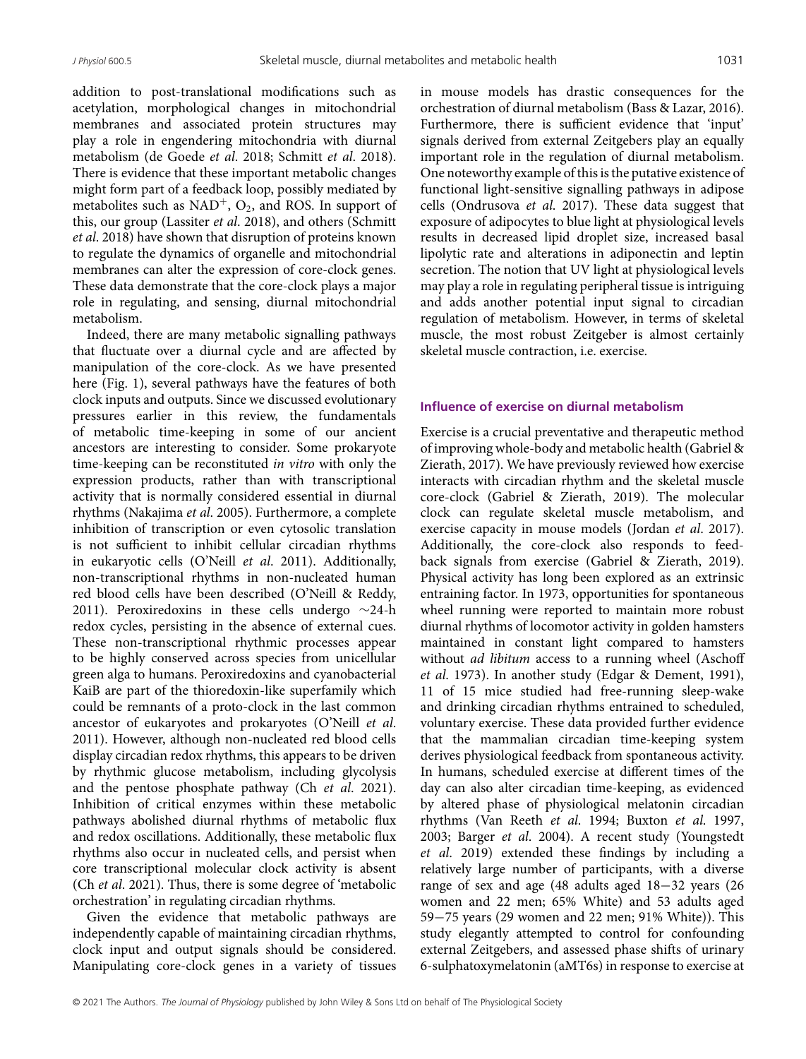addition to post-translational modifications such as acetylation, morphological changes in mitochondrial membranes and associated protein structures may play a role in engendering mitochondria with diurnal metabolism (de Goede *et al*. 2018; Schmitt *et al*. 2018). There is evidence that these important metabolic changes might form part of a feedback loop, possibly mediated by metabolites such as $NAD^+$, $O_2$, and ROS. In support of this, our group (Lassiter *et al*. 2018), and others (Schmitt *et al*. 2018) have shown that disruption of proteins known to regulate the dynamics of organelle and mitochondrial membranes can alter the expression of core-clock genes. These data demonstrate that the core-clock plays a major role in regulating, and sensing, diurnal mitochondrial metabolism.

Indeed, there are many metabolic signalling pathways that fluctuate over a diurnal cycle and are affected by manipulation of the core-clock. As we have presented here (Fig. 1), several pathways have the features of both clock inputs and outputs. Since we discussed evolutionary pressures earlier in this review, the fundamentals of metabolic time-keeping in some of our ancient ancestors are interesting to consider. Some prokaryote time-keeping can be reconstituted *in vitro* with only the expression products, rather than with transcriptional activity that is normally considered essential in diurnal rhythms (Nakajima *et al*. 2005). Furthermore, a complete inhibition of transcription or even cytosolic translation is not sufficient to inhibit cellular circadian rhythms in eukaryotic cells (O'Neill *et al*. 2011). Additionally, non-transcriptional rhythms in non-nucleated human red blood cells have been described (O'Neill & Reddy, 2011). Peroxiredoxins in these cells undergo ∼24-h redox cycles, persisting in the absence of external cues. These non-transcriptional rhythmic processes appear to be highly conserved across species from unicellular green alga to humans. Peroxiredoxins and cyanobacterial KaiB are part of the thioredoxin-like superfamily which could be remnants of a proto-clock in the last common ancestor of eukaryotes and prokaryotes (O'Neill *et al*. 2011). However, although non-nucleated red blood cells display circadian redox rhythms, this appears to be driven by rhythmic glucose metabolism, including glycolysis and the pentose phosphate pathway (Ch *et al*. 2021). Inhibition of critical enzymes within these metabolic pathways abolished diurnal rhythms of metabolic flux and redox oscillations. Additionally, these metabolic flux rhythms also occur in nucleated cells, and persist when core transcriptional molecular clock activity is absent (Ch *et al*. 2021). Thus, there is some degree of 'metabolic orchestration' in regulating circadian rhythms.

Given the evidence that metabolic pathways are independently capable of maintaining circadian rhythms, clock input and output signals should be considered. Manipulating core-clock genes in a variety of tissues in mouse models has drastic consequences for the orchestration of diurnal metabolism (Bass & Lazar, 2016). Furthermore, there is sufficient evidence that 'input' signals derived from external Zeitgebers play an equally important role in the regulation of diurnal metabolism. One noteworthy example of this is the putative existence of functional light-sensitive signalling pathways in adipose cells (Ondrusova *et al*. 2017). These data suggest that exposure of adipocytes to blue light at physiological levels results in decreased lipid droplet size, increased basal lipolytic rate and alterations in adiponectin and leptin secretion. The notion that UV light at physiological levels may play a role in regulating peripheral tissue is intriguing and adds another potential input signal to circadian regulation of metabolism. However, in terms of skeletal muscle, the most robust Zeitgeber is almost certainly skeletal muscle contraction, i.e. exercise.

## Influence of exercise on diurnal metabolism

Exercise is a crucial preventative and therapeutic method of improving whole-body and metabolic health (Gabriel & Zierath, 2017). We have previously reviewed how exercise interacts with circadian rhythm and the skeletal muscle core-clock (Gabriel & Zierath, 2019). The molecular clock can regulate skeletal muscle metabolism, and exercise capacity in mouse models (Jordan *et al*. 2017). Additionally, the core-clock also responds to feedback signals from exercise (Gabriel & Zierath, 2019). Physical activity has long been explored as an extrinsic entraining factor. In 1973, opportunities for spontaneous wheel running were reported to maintain more robust diurnal rhythms of locomotor activity in golden hamsters maintained in constant light compared to hamsters without *ad libitum* access to a running wheel (Aschoff *et al*. 1973). In another study (Edgar & Dement, 1991), 11 of 15 mice studied had free-running sleep-wake and drinking circadian rhythms entrained to scheduled, voluntary exercise. These data provided further evidence that the mammalian circadian time-keeping system derives physiological feedback from spontaneous activity. In humans, scheduled exercise at different times of the day can also alter circadian time-keeping, as evidenced by altered phase of physiological melatonin circadian rhythms (Van Reeth *et al*. 1994; Buxton *et al*. 1997, 2003; Barger *et al*. 2004). A recent study (Youngstedt *et al*. 2019) extended these findings by including a relatively large number of participants, with a diverse range of sex and age (48 adults aged 18−32 years (26 women and 22 men; 65% White) and 53 adults aged 59−75 years (29 women and 22 men; 91% White)). This study elegantly attempted to control for confounding external Zeitgebers, and assessed phase shifts of urinary 6-sulphatoxymelatonin (aMT6s) in response to exercise at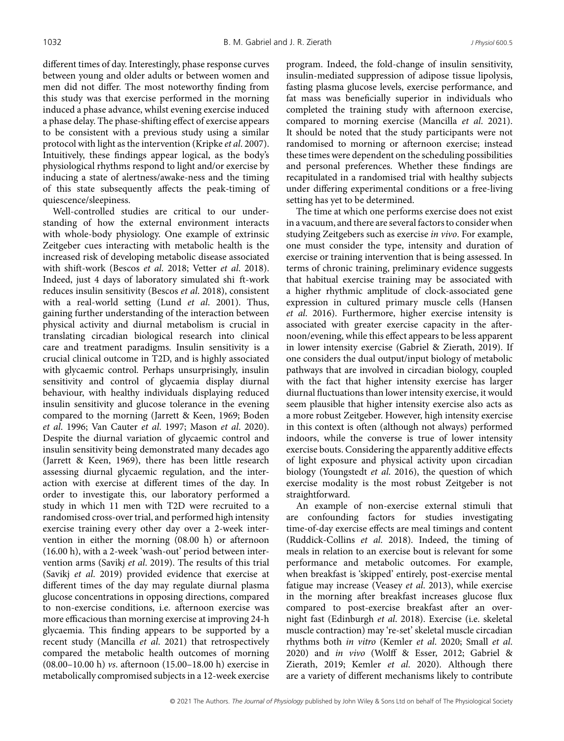different times of day. Interestingly, phase response curves between young and older adults or between women and men did not differ. The most noteworthy finding from this study was that exercise performed in the morning induced a phase advance, whilst evening exercise induced a phase delay. The phase-shifting effect of exercise appears to be consistent with a previous study using a similar protocol with light as the intervention (Kripke *et al*. 2007). Intuitively, these findings appear logical, as the body's physiological rhythms respond to light and/or exercise by inducing a state of alertness/awake-ness and the timing of this state subsequently affects the peak-timing of quiescence/sleepiness.

Well-controlled studies are critical to our understanding of how the external environment interacts with whole-body physiology. One example of extrinsic Zeitgeber cues interacting with metabolic health is the increased risk of developing metabolic disease associated with shift-work (Bescos *et al*. 2018; Vetter *et al*. 2018). Indeed, just 4 days of laboratory simulated shi ft-work reduces insulin sensitivity (Bescos *et al*. 2018), consistent with a real-world setting (Lund *et al*. 2001). Thus, gaining further understanding of the interaction between physical activity and diurnal metabolism is crucial in translating circadian biological research into clinical care and treatment paradigms. Insulin sensitivity is a crucial clinical outcome in T2D, and is highly associated with glycaemic control. Perhaps unsurprisingly, insulin sensitivity and control of glycaemia display diurnal behaviour, with healthy individuals displaying reduced insulin sensitivity and glucose tolerance in the evening compared to the morning (Jarrett & Keen, 1969; Boden *et al*. 1996; Van Cauter *et al*. 1997; Mason *et al*. 2020). Despite the diurnal variation of glycaemic control and insulin sensitivity being demonstrated many decades ago (Jarrett & Keen, 1969), there has been little research assessing diurnal glycaemic regulation, and the interaction with exercise at different times of the day. In order to investigate this, our laboratory performed a study in which 11 men with T2D were recruited to a randomised cross-over trial, and performed high intensity exercise training every other day over a 2-week intervention in either the morning (08.00 h) or afternoon (16.00 h), with a 2-week 'wash-out' period between intervention arms (Savikj *et al*. 2019). The results of this trial (Savikj *et al*. 2019) provided evidence that exercise at different times of the day may regulate diurnal plasma glucose concentrations in opposing directions, compared to non-exercise conditions, i.e. afternoon exercise was more efficacious than morning exercise at improving 24-h glycaemia. This finding appears to be supported by a recent study (Mancilla *et al*. 2021) that retrospectively compared the metabolic health outcomes of morning (08.00–10.00 h) *vs*. afternoon (15.00–18.00 h) exercise in metabolically compromised subjects in a 12-week exercise program. Indeed, the fold-change of insulin sensitivity, insulin-mediated suppression of adipose tissue lipolysis, fasting plasma glucose levels, exercise performance, and fat mass was beneficially superior in individuals who completed the training study with afternoon exercise, compared to morning exercise (Mancilla *et al*. 2021). It should be noted that the study participants were not randomised to morning or afternoon exercise; instead these times were dependent on the scheduling possibilities and personal preferences. Whether these findings are recapitulated in a randomised trial with healthy subjects under differing experimental conditions or a free-living setting has yet to be determined.

The time at which one performs exercise does not exist in a vacuum, and there are several factors to consider when studying Zeitgebers such as exercise *in vivo*. For example, one must consider the type, intensity and duration of exercise or training intervention that is being assessed. In terms of chronic training, preliminary evidence suggests that habitual exercise training may be associated with a higher rhythmic amplitude of clock-associated gene expression in cultured primary muscle cells (Hansen *et al*. 2016). Furthermore, higher exercise intensity is associated with greater exercise capacity in the afternoon/evening, while this effect appears to be less apparent in lower intensity exercise (Gabriel & Zierath, 2019). If one considers the dual output/input biology of metabolic pathways that are involved in circadian biology, coupled with the fact that higher intensity exercise has larger diurnal fluctuations than lower intensity exercise, it would seem plausible that higher intensity exercise also acts as a more robust Zeitgeber. However, high intensity exercise in this context is often (although not always) performed indoors, while the converse is true of lower intensity exercise bouts. Considering the apparently additive effects of light exposure and physical activity upon circadian biology (Youngstedt *et al*. 2016), the question of which exercise modality is the most robust Zeitgeber is not straightforward.

An example of non-exercise external stimuli that are confounding factors for studies investigating time-of-day exercise effects are meal timings and content (Ruddick-Collins *et al*. 2018). Indeed, the timing of meals in relation to an exercise bout is relevant for some performance and metabolic outcomes. For example, when breakfast is 'skipped' entirely, post-exercise mental fatigue may increase (Veasey *et al*. 2013), while exercise in the morning after breakfast increases glucose flux compared to post-exercise breakfast after an overnight fast (Edinburgh *et al*. 2018). Exercise (i.e. skeletal muscle contraction) may 're-set' skeletal muscle circadian rhythms both *in vitro* (Kemler *et al*. 2020; Small *et al*. 2020) and *in vivo* (Wolff & Esser, 2012; Gabriel & Zierath, 2019; Kemler *et al*. 2020). Although there are a variety of different mechanisms likely to contribute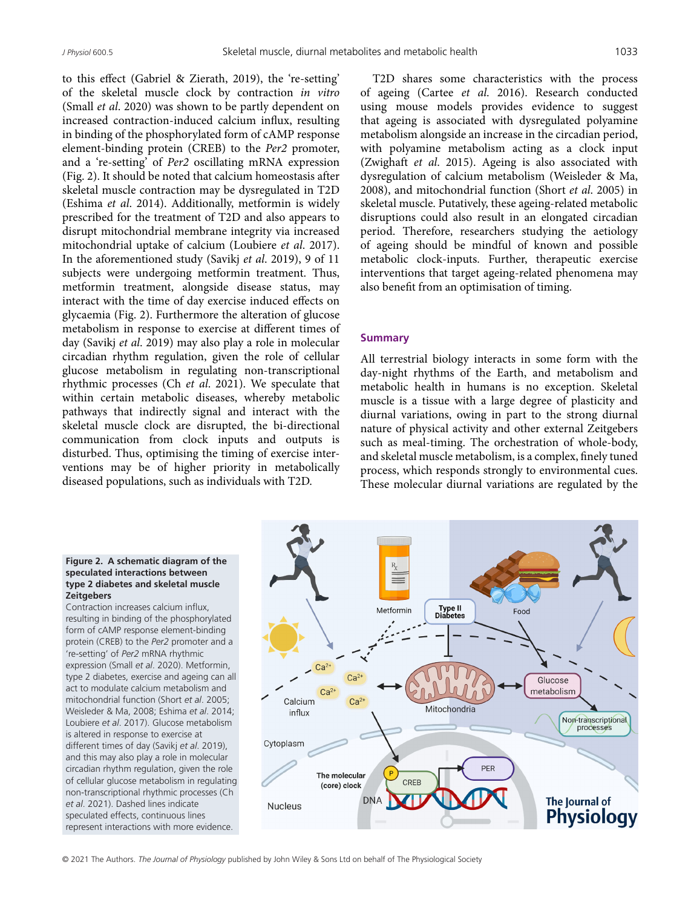to this effect (Gabriel & Zierath, 2019), the 're-setting' of the skeletal muscle clock by contraction *in vitro* (Small *et al.* 2020) was shown to be partly dependent on increased contraction-induced calcium influx, resulting in binding of the phosphorylated form of cAMP response element-binding protein (CREB) to the *Per2* promoter, and a 're-setting' of *Per2* oscillating mRNA expression (Fig. 2). It should be noted that calcium homeostasis after skeletal muscle contraction may be dysregulated in T2D (Eshima *et al.* 2014). Additionally, metformin is widely prescribed for the treatment of T2D and also appears to disrupt mitochondrial membrane integrity via increased mitochondrial uptake of calcium (Loubiere *et al.* 2017). In the aforementioned study (Savikj *et al.* 2019), 9 of 11 subjects were undergoing metformin treatment. Thus, metformin treatment, alongside disease status, may interact with the time of day exercise induced effects on glycaemia (Fig. 2). Furthermore the alteration of glucose metabolism in response to exercise at different times of day (Savikj *et al.* 2019) may also play a role in molecular circadian rhythm regulation, given the role of cellular glucose metabolism in regulating non-transcriptional rhythmic processes (Ch *et al.* 2021). We speculate that within certain metabolic diseases, whereby metabolic pathways that indirectly signal and interact with the skeletal muscle clock are disrupted, the bi-directional communication from clock inputs and outputs is disturbed. Thus, optimising the timing of exercise interventions may be of higher priority in metabolically diseased populations, such as individuals with T2D.

T2D shares some characteristics with the process of ageing (Cartee *et al.* 2016). Research conducted using mouse models provides evidence to suggest that ageing is associated with dysregulated polyamine metabolism alongside an increase in the circadian period, with polyamine metabolism acting as a clock input (Zwighaft *et al.* 2015). Ageing is also associated with dysregulation of calcium metabolism (Weisleder & Ma, 2008), and mitochondrial function (Short *et al.* 2005) in skeletal muscle. Putatively, these ageing-related metabolic disruptions could also result in an elongated circadian period. Therefore, researchers studying the aetiology of ageing should be mindful of known and possible metabolic clock-inputs. Further, therapeutic exercise interventions that target ageing-related phenomena may also benefit from an optimisation of timing.

## Summary

All terrestrial biology interacts in some form with the day-night rhythms of the Earth, and metabolism and metabolic health in humans is no exception. Skeletal muscle is a tissue with a large degree of plasticity and diurnal variations, owing in part to the strong diurnal nature of physical activity and other external Zeitgebers such as meal-timing. The orchestration of whole-body, and skeletal muscle metabolism, is a complex, finely tuned process, which responds strongly to environmental cues. These molecular diurnal variations are regulated by the

**Figure 2. A schematic diagram of the speculated interactions between type 2 diabetes and skeletal muscle Zeitgebers**
Contraction increases calcium influx, resulting in binding of the phosphorylated form of cAMP response element-binding protein (CREB) to the *Per2* promoter and a 're-setting' of *Per2* mRNA rhythmic expression (Small *et al*. 2020). Metformin, type 2 diabetes, exercise and ageing can all act to modulate calcium metabolism and mitochondrial function (Short *et al*. 2005; Weisleder & Ma, 2008; Eshima *et al*. 2014; Loubiere *et al*. 2017). Glucose metabolism is altered in response to exercise at different times of day (Savikj *et al*. 2019), and this may also play a role in molecular circadian rhythm regulation, given the role of cellular glucose metabolism in regulating non-transcriptional rhythmic processes (Ch *et al*. 2021). Dashed lines indicate speculated effects, continuous lines represent interactions with more evidence.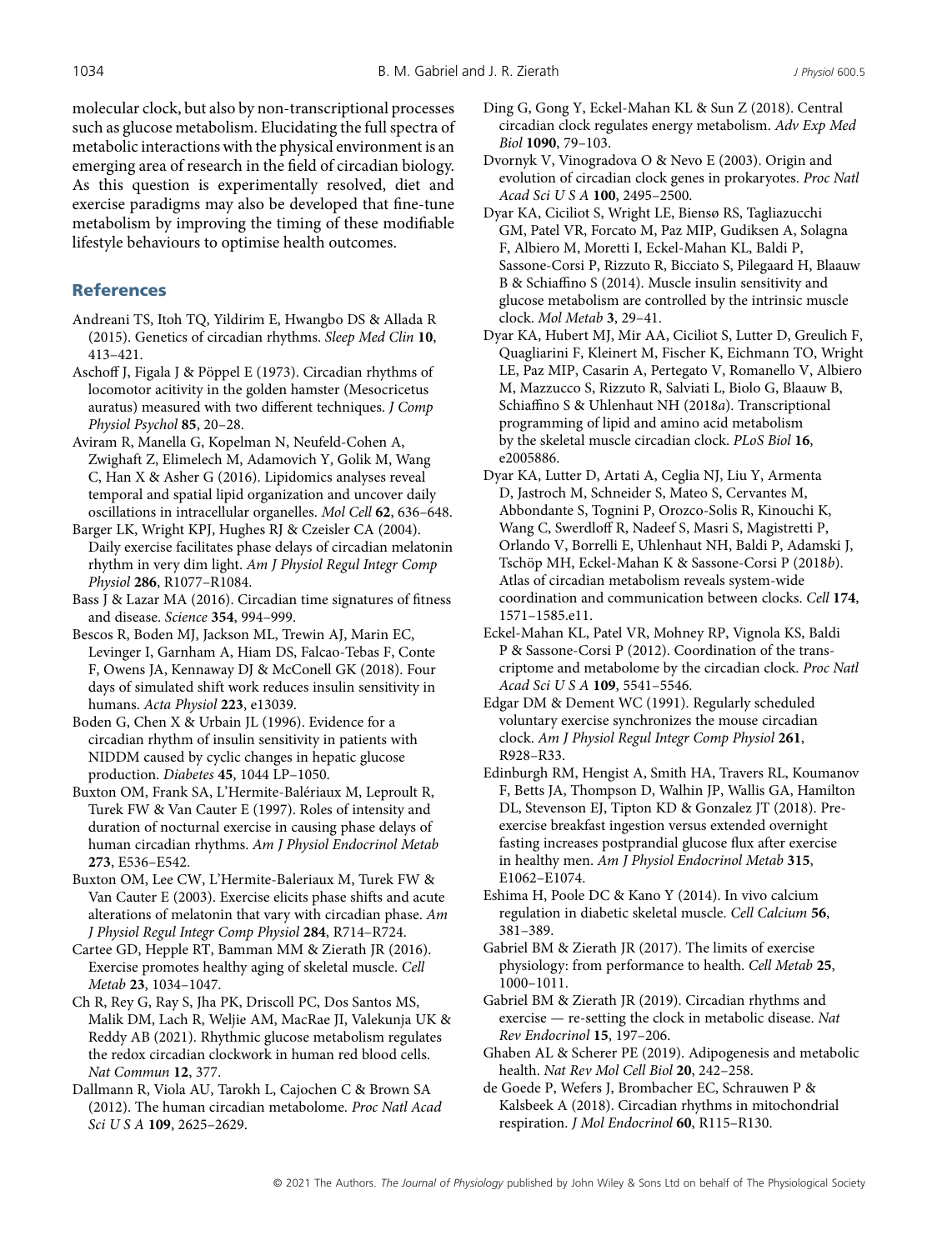molecular clock, but also by non-transcriptional processes such as glucose metabolism. Elucidating the full spectra of metabolic interactions with the physical environment is an emerging area of research in the field of circadian biology. As this question is experimentally resolved, diet and exercise paradigms may also be developed that fine-tune metabolism by improving the timing of these modifiable lifestyle behaviours to optimise health outcomes.

## References

Andreani TS, Itoh TQ, Yildirim E, Hwangbo DS & Allada R (2015). Genetics of circadian rhythms. *Sleep Med Clin* **10**, 413–421.

Aschoff J, Figala J & Pöppel E (1973). Circadian rhythms of locomotor acitivity in the golden hamster (Mesocricetus auratus) measured with two different techniques. *J Comp Physiol Psychol* **85**, 20–28.

Aviram R, Manella G, Kopelman N, Neufeld-Cohen A, Zwighaft Z, Elimelech M, Adamovich Y, Golik M, Wang C, Han X & Asher G (2016). Lipidomics analyses reveal temporal and spatial lipid organization and uncover daily oscillations in intracellular organelles. *Mol Cell* **62**, 636–648.

Barger LK, Wright KPJ, Hughes RJ & Czeisler CA (2004). Daily exercise facilitates phase delays of circadian melatonin rhythm in very dim light. *Am J Physiol Regul Integr Comp Physiol* **286**, R1077–R1084.

Bass J & Lazar MA (2016). Circadian time signatures of fitness and disease. *Science* **354**, 994–999.

Bescos R, Boden MJ, Jackson ML, Trewin AJ, Marin EC, Levinger I, Garnham A, Hiam DS, Falcao-Tebas F, Conte F, Owens JA, Kennaway DJ & McConell GK (2018). Four days of simulated shift work reduces insulin sensitivity in humans. *Acta Physiol* **223**, e13039.

Boden G, Chen X & Urbain JL (1996). Evidence for a circadian rhythm of insulin sensitivity in patients with NIDDM caused by cyclic changes in hepatic glucose production. *Diabetes* **45**, 1044 LP–1050.

Buxton OM, Frank SA, L'Hermite-Balériaux M, Leproult R, Turek FW & Van Cauter E (1997). Roles of intensity and duration of nocturnal exercise in causing phase delays of human circadian rhythms. *Am J Physiol Endocrinol Metab* **273**, E536–E542.

Buxton OM, Lee CW, L'Hermite-Baleriaux M, Turek FW & Van Cauter E (2003). Exercise elicits phase shifts and acute alterations of melatonin that vary with circadian phase. *Am J Physiol Regul Integr Comp Physiol* **284**, R714–R724.

Cartee GD, Hepple RT, Bamman MM & Zierath JR (2016). Exercise promotes healthy aging of skeletal muscle. *Cell Metab* **23**, 1034–1047.

Ch R, Rey G, Ray S, Jha PK, Driscoll PC, Dos Santos MS, Malik DM, Lach R, Weljie AM, MacRae JI, Valekunja UK & Reddy AB (2021). Rhythmic glucose metabolism regulates the redox circadian clockwork in human red blood cells. *Nat Commun* **12**, 377.

Dallmann R, Viola AU, Tarokh L, Cajochen C & Brown SA (2012). The human circadian metabolome. *Proc Natl Acad Sci U S A* **109**, 2625–2629.

Ding G, Gong Y, Eckel-Mahan KL & Sun Z (2018). Central circadian clock regulates energy metabolism. *Adv Exp Med Biol* **1090**, 79–103.

Dvornyk V, Vinogradova O & Nevo E (2003). Origin and evolution of circadian clock genes in prokaryotes. *Proc Natl Acad Sci U S A* **100**, 2495–2500.

Dyar KA, Ciciliot S, Wright LE, Biensø RS, Tagliazucchi GM, Patel VR, Forcato M, Paz MIP, Gudiksen A, Solagna F, Albiero M, Moretti I, Eckel-Mahan KL, Baldi P, Sassone-Corsi P, Rizzuto R, Bicciato S, Pilegaard H, Blaauw B & Schiaffino S (2014). Muscle insulin sensitivity and glucose metabolism are controlled by the intrinsic muscle clock. *Mol Metab* **3**, 29–41.

Dyar KA, Hubert MJ, Mir AA, Ciciliot S, Lutter D, Greulich F, Quagliarini F, Kleinert M, Fischer K, Eichmann TO, Wright LE, Paz MIP, Casarin A, Pertegato V, Romanello V, Albiero M, Mazzucco S, Rizzuto R, Salviati L, Biolo G, Blaauw B, Schiaffino S & Uhlenhaut NH (2018*a*). Transcriptional programming of lipid and amino acid metabolism by the skeletal muscle circadian clock. *PLoS Biol* **16**, e2005886.

Dyar KA, Lutter D, Artati A, Ceglia NJ, Liu Y, Armenta D, Jastroch M, Schneider S, Mateo S, Cervantes M, Abbondante S, Tognini P, Orozco-Solis R, Kinouchi K, Wang C, Swerdloff R, Nadeef S, Masri S, Magistretti P, Orlando V, Borrelli E, Uhlenhaut NH, Baldi P, Adamski J, Tschöp MH, Eckel-Mahan K & Sassone-Corsi P (2018*b*). Atlas of circadian metabolism reveals system-wide coordination and communication between clocks. *Cell* **174**, 1571–1585.e11.

Eckel-Mahan KL, Patel VR, Mohney RP, Vignola KS, Baldi P & Sassone-Corsi P (2012). Coordination of the transcriptome and metabolome by the circadian clock. *Proc Natl Acad Sci U S A* **109**, 5541–5546.

Edgar DM & Dement WC (1991). Regularly scheduled voluntary exercise synchronizes the mouse circadian clock. *Am J Physiol Regul Integr Comp Physiol* **261**, R928–R33.

Edinburgh RM, Hengist A, Smith HA, Travers RL, Koumanov F, Betts JA, Thompson D, Walhin JP, Wallis GA, Hamilton DL, Stevenson EJ, Tipton KD & Gonzalez JT (2018). Pre-exercise breakfast ingestion versus extended overnight fasting increases postprandial glucose flux after exercise in healthy men. *Am J Physiol Endocrinol Metab* **315**, E1062–E1074.

Eshima H, Poole DC & Kano Y (2014). In vivo calcium regulation in diabetic skeletal muscle. *Cell Calcium* **56**, 381–389.

Gabriel BM & Zierath JR (2017). The limits of exercise physiology: from performance to health. *Cell Metab* **25**, 1000–1011.

Gabriel BM & Zierath JR (2019). Circadian rhythms and exercise — re-setting the clock in metabolic disease. *Nat Rev Endocrinol* **15**, 197–206.

Ghaben AL & Scherer PE (2019). Adipogenesis and metabolic health. *Nat Rev Mol Cell Biol* **20**, 242–258.

de Goede P, Wefers J, Brombacher EC, Schrauwen P & Kalsbeek A (2018). Circadian rhythms in mitochondrial respiration. *J Mol Endocrinol* **60**, R115–R130.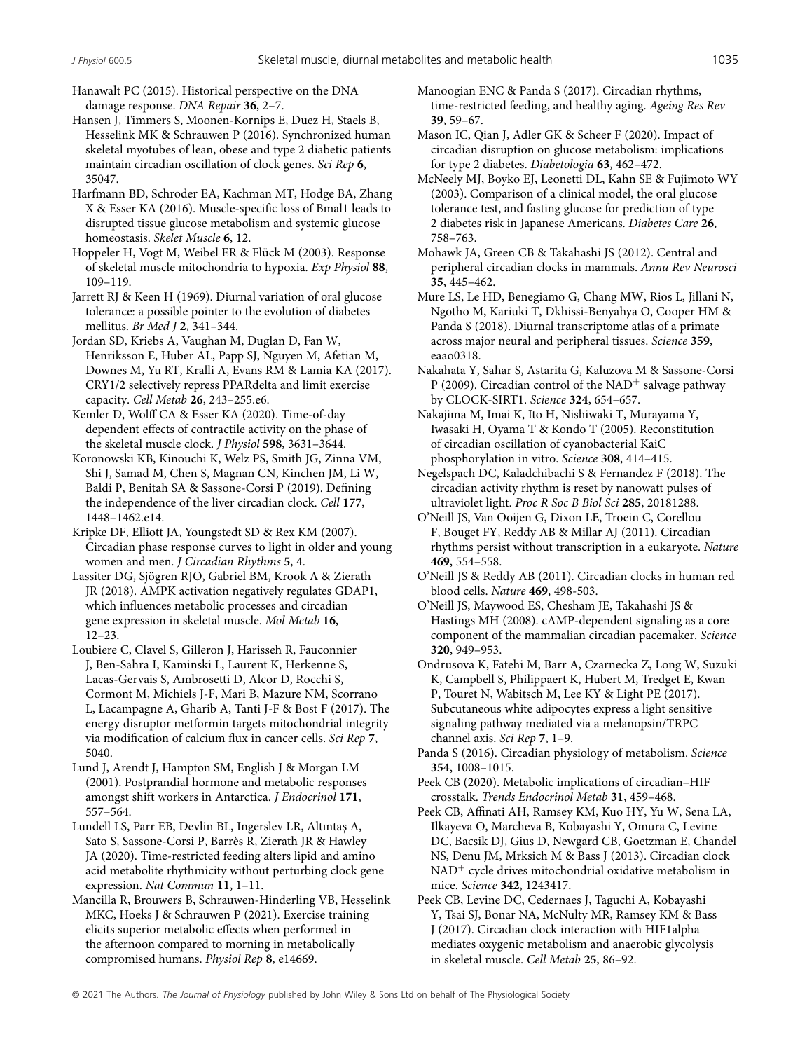Hanawalt PC (2015). Historical perspective on the DNA damage response. *DNA Repair* **36**, 2–7.

Hansen J, Timmers S, Moonen-Kornips E, Duez H, Staels B, Hesselink MK & Schrauwen P (2016). Synchronized human skeletal myotubes of lean, obese and type 2 diabetic patients maintain circadian oscillation of clock genes. *Sci Rep* **6**, 35047.

Harfmann BD, Schroder EA, Kachman MT, Hodge BA, Zhang X & Esser KA (2016). Muscle-specific loss of Bmal1 leads to disrupted tissue glucose metabolism and systemic glucose homeostasis. *Skelet Muscle* **6**, 12.

Hoppeler H, Vogt M, Weibel ER & Flück M (2003). Response of skeletal muscle mitochondria to hypoxia. *Exp Physiol* **88**, 109–119.

Jarrett RJ & Keen H (1969). Diurnal variation of oral glucose tolerance: a possible pointer to the evolution of diabetes mellitus. *Br Med J* **2**, 341–344.

Jordan SD, Kriebs A, Vaughan M, Duglan D, Fan W, Henriksson E, Huber AL, Papp SJ, Nguyen M, Afetian M, Downes M, Yu RT, Kralli A, Evans RM & Lamia KA (2017). CRY1/2 selectively repress PPARdelta and limit exercise capacity. *Cell Metab* **26**, 243–255.e6.

Kemler D, Wolff CA & Esser KA (2020). Time-of-day dependent effects of contractile activity on the phase of the skeletal muscle clock. *J Physiol* **598**, 3631–3644.

Koronowski KB, Kinouchi K, Welz PS, Smith JG, Zinna VM, Shi J, Samad M, Chen S, Magnan CN, Kinchen JM, Li W, Baldi P, Benitah SA & Sassone-Corsi P (2019). Defining the independence of the liver circadian clock. *Cell* **177**, 1448–1462.e14.

Kripke DF, Elliott JA, Youngstedt SD & Rex KM (2007). Circadian phase response curves to light in older and young women and men. *J Circadian Rhythms* **5**, 4.

Lassiter DG, Sjögren RJO, Gabriel BM, Krook A & Zierath JR (2018). AMPK activation negatively regulates GDAP1, which influences metabolic processes and circadian gene expression in skeletal muscle. *Mol Metab* **16**, 12–23.

Loubiere C, Clavel S, Gilleron J, Harisseh R, Fauconnier J, Ben-Sahra I, Kaminski L, Laurent K, Herkenne S, Lacas-Gervais S, Ambrosetti D, Alcor D, Rocchi S, Cormont M, Michiels J-F, Mari B, Mazure NM, Scorrano L, Lacampagne A, Gharib A, Tanti J-F & Bost F (2017). The energy disruptor metformin targets mitochondrial integrity via modification of calcium flux in cancer cells. *Sci Rep* **7**, 5040.

Lund J, Arendt J, Hampton SM, English J & Morgan LM (2001). Postprandial hormone and metabolic responses amongst shift workers in Antarctica. *J Endocrinol* **171**, 557–564.

Lundell LS, Parr EB, Devlin BL, Ingerslev LR, Altıntaş A, Sato S, Sassone-Corsi P, Barrès R, Zierath JR & Hawley JA (2020). Time-restricted feeding alters lipid and amino acid metabolite rhythmicity without perturbing clock gene expression. *Nat Commun* **11**, 1–11.

Mancilla R, Brouwers B, Schrauwen-Hinderling VB, Hesselink MKC, Hoeks J & Schrauwen P (2021). Exercise training elicits superior metabolic effects when performed in the afternoon compared to morning in metabolically compromised humans. *Physiol Rep* **8**, e14669.

Manoogian ENC & Panda S (2017). Circadian rhythms, time-restricted feeding, and healthy aging. *Ageing Res Rev* **39**, 59–67.

Mason IC, Qian J, Adler GK & Scheer F (2020). Impact of circadian disruption on glucose metabolism: implications for type 2 diabetes. *Diabetologia* **63**, 462–472.

McNeely MJ, Boyko EJ, Leonetti DL, Kahn SE & Fujimoto WY (2003). Comparison of a clinical model, the oral glucose tolerance test, and fasting glucose for prediction of type 2 diabetes risk in Japanese Americans. *Diabetes Care* **26**, 758–763.

Mohawk JA, Green CB & Takahashi JS (2012). Central and peripheral circadian clocks in mammals. *Annu Rev Neurosci* **35**, 445–462.

Mure LS, Le HD, Benegiamo G, Chang MW, Rios L, Jillani N, Ngotho M, Kariuki T, Dkhissi-Benyahya O, Cooper HM & Panda S (2018). Diurnal transcriptome atlas of a primate across major neural and peripheral tissues. *Science* **359**, eaao0318.

Nakahata Y, Sahar S, Astarita G, Kaluzova M & Sassone-Corsi P (2009). Circadian control of the $NAD^+$ salvage pathway by CLOCK-SIRT1. *Science* **324**, 654–657.

Nakajima M, Imai K, Ito H, Nishiwaki T, Murayama Y, Iwasaki H, Oyama T & Kondo T (2005). Reconstitution of circadian oscillation of cyanobacterial KaiC phosphorylation in vitro. *Science* **308**, 414–415.

Negelspach DC, Kaladchibachi S & Fernandez F (2018). The circadian activity rhythm is reset by nanowatt pulses of ultraviolet light. *Proc R Soc B Biol Sci* **285**, 20181288.

O'Neill JS, Van Ooijen G, Dixon LE, Troein C, Corellou F, Bouget FY, Reddy AB & Millar AJ (2011). Circadian rhythms persist without transcription in a eukaryote. *Nature* **469**, 554–558.

O'Neill JS & Reddy AB (2011). Circadian clocks in human red blood cells. *Nature* **469**, 498-503.

O'Neill JS, Maywood ES, Chesham JE, Takahashi JS & Hastings MH (2008). cAMP-dependent signaling as a core component of the mammalian circadian pacemaker. *Science* **320**, 949–953.

Ondrusova K, Fatehi M, Barr A, Czarnecka Z, Long W, Suzuki K, Campbell S, Philippaert K, Hubert M, Tredget E, Kwan P, Touret N, Wabitsch M, Lee KY & Light PE (2017). Subcutaneous white adipocytes express a light sensitive signaling pathway mediated via a melanopsin/TRPC channel axis. *Sci Rep* **7**, 1–9.

Panda S (2016). Circadian physiology of metabolism. *Science* **354**, 1008–1015.

Peek CB (2020). Metabolic implications of circadian–HIF crosstalk. *Trends Endocrinol Metab* **31**, 459–468.

Peek CB, Affinati AH, Ramsey KM, Kuo HY, Yu W, Sena LA, Ilkayeva O, Marcheva B, Kobayashi Y, Omura C, Levine DC, Bacsik DJ, Gius D, Newgard CB, Goetzman E, Chandel NS, Denu JM, Mrksich M & Bass J (2013). Circadian clock $NAD^+$ cycle drives mitochondrial oxidative metabolism in mice. *Science* **342**, 1243417.

Peek CB, Levine DC, Cedernaes J, Taguchi A, Kobayashi Y, Tsai SJ, Bonar NA, McNulty MR, Ramsey KM & Bass J (2017). Circadian clock interaction with HIF1alpha mediates oxygenic metabolism and anaerobic glycolysis in skeletal muscle. *Cell Metab* **25**, 86–92.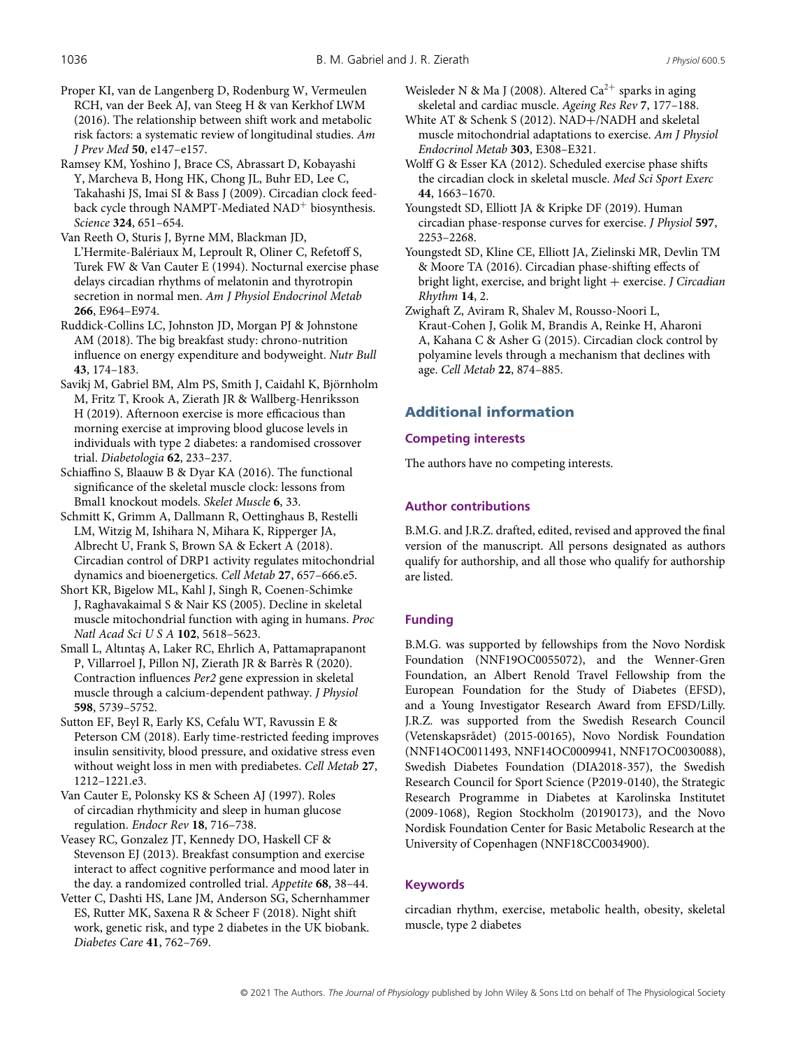Proper KI, van de Langenberg D, Rodenburg W, Vermeulen RCH, van der Beek AJ, van Steeg H & van Kerkhof LWM (2016). The relationship between shift work and metabolic risk factors: a systematic review of longitudinal studies. *Am J Prev Med* **50**, e147–e157.

Ramsey KM, Yoshino J, Brace CS, Abrassart D, Kobayashi Y, Marcheva B, Hong HK, Chong JL, Buhr ED, Lee C, Takahashi JS, Imai SI & Bass J (2009). Circadian clock feedback cycle through NAMPT-Mediated $NAD^+$ biosynthesis. *Science* **324**, 651–654.

Van Reeth O, Sturis J, Byrne MM, Blackman JD, L'Hermite-Balériaux M, Leproult R, Oliner C, Refetoff S, Turek FW & Van Cauter E (1994). Nocturnal exercise phase delays circadian rhythms of melatonin and thyrotropin secretion in normal men. *Am J Physiol Endocrinol Metab* **266**, E964–E974.

Ruddick-Collins LC, Johnston JD, Morgan PJ & Johnstone AM (2018). The big breakfast study: chrono-nutrition influence on energy expenditure and bodyweight. *Nutr Bull* **43**, 174–183.

Savikj M, Gabriel BM, Alm PS, Smith J, Caidahl K, Björnholm M, Fritz T, Krook A, Zierath JR & Wallberg-Henriksson H (2019). Afternoon exercise is more efficacious than morning exercise at improving blood glucose levels in individuals with type 2 diabetes: a randomised crossover trial. *Diabetologia* **62**, 233–237.

Schiaffino S, Blaauw B & Dyar KA (2016). The functional significance of the skeletal muscle clock: lessons from Bmal1 knockout models. *Skelet Muscle* **6**, 33.

Schmitt K, Grimm A, Dallmann R, Oettinghaus B, Restelli LM, Witzig M, Ishihara N, Mihara K, Ripperger JA, Albrecht U, Frank S, Brown SA & Eckert A (2018). Circadian control of DRP1 activity regulates mitochondrial dynamics and bioenergetics. *Cell Metab* **27**, 657–666.e5.

Short KR, Bigelow ML, Kahl J, Singh R, Coenen-Schimke J, Raghavakaimal S & Nair KS (2005). Decline in skeletal muscle mitochondrial function with aging in humans. *Proc Natl Acad Sci U S A* **102**, 5618–5623.

Small L, Altıntaş A, Laker RC, Ehrlich A, Pattamaprapanont P, Villarroel J, Pillon NJ, Zierath JR & Barrès R (2020). Contraction influences *Per2* gene expression in skeletal muscle through a calcium-dependent pathway. *J Physiol* **598**, 5739–5752.

Sutton EF, Beyl R, Early KS, Cefalu WT, Ravussin E & Peterson CM (2018). Early time-restricted feeding improves insulin sensitivity, blood pressure, and oxidative stress even without weight loss in men with prediabetes. *Cell Metab* **27**, 1212–1221.e3.

Van Cauter E, Polonsky KS & Scheen AJ (1997). Roles of circadian rhythmicity and sleep in human glucose regulation. *Endocr Rev* **18**, 716–738.

Veasey RC, Gonzalez JT, Kennedy DO, Haskell CF & Stevenson EJ (2013). Breakfast consumption and exercise interact to affect cognitive performance and mood later in the day. a randomized controlled trial. *Appetite* **68**, 38–44.

Vetter C, Dashti HS, Lane JM, Anderson SG, Schernhammer ES, Rutter MK, Saxena R & Scheer F (2018). Night shift work, genetic risk, and type 2 diabetes in the UK biobank. *Diabetes Care* **41**, 762–769.

Weisleder N & Ma J (2008). Altered $Ca^{2+}$ sparks in aging skeletal and cardiac muscle. *Ageing Res Rev* **7**, 177–188.

White AT & Schenk S (2012). NAD+/NADH and skeletal muscle mitochondrial adaptations to exercise. *Am J Physiol Endocrinol Metab* **303**, E308–E321.

Wolff G & Esser KA (2012). Scheduled exercise phase shifts the circadian clock in skeletal muscle. *Med Sci Sport Exerc* **44**, 1663–1670.

Youngstedt SD, Elliott JA & Kripke DF (2019). Human circadian phase-response curves for exercise. *J Physiol* **597**, 2253–2268.

Youngstedt SD, Kline CE, Elliott JA, Zielinski MR, Devlin TM & Moore TA (2016). Circadian phase-shifting effects of bright light, exercise, and bright light + exercise. *J Circadian Rhythm* **14**, 2.

Zwighaft Z, Aviram R, Shalev M, Rousso-Noori L, Kraut-Cohen J, Golik M, Brandis A, Reinke H, Aharoni A, Kahana C & Asher G (2015). Circadian clock control by polyamine levels through a mechanism that declines with age. *Cell Metab* **22**, 874–885.

## Additional information

### Competing interests

The authors have no competing interests.

### Author contributions

B.M.G. and J.R.Z. drafted, edited, revised and approved the final version of the manuscript. All persons designated as authors qualify for authorship, and all those who qualify for authorship are listed.

### Funding

B.M.G. was supported by fellowships from the Novo Nordisk Foundation (NNF19OC0055072), and the Wenner-Gren Foundation, an Albert Renold Travel Fellowship from the European Foundation for the Study of Diabetes (EFSD), and a Young Investigator Research Award from EFSD/Lilly. J.R.Z. was supported from the Swedish Research Council (Vetenskapsrådet) (2015-00165), Novo Nordisk Foundation (NNF14OC0011493, NNF14OC0009941, NNF17OC0030088), Swedish Diabetes Foundation (DIA2018-357), the Swedish Research Council for Sport Science (P2019-0140), the Strategic Research Programme in Diabetes at Karolinska Institutet (2009-1068), Region Stockholm (20190173), and the Novo Nordisk Foundation Center for Basic Metabolic Research at the University of Copenhagen (NNF18CC0034900).

### Keywords

circadian rhythm, exercise, metabolic health, obesity, skeletal muscle, type 2 diabetes